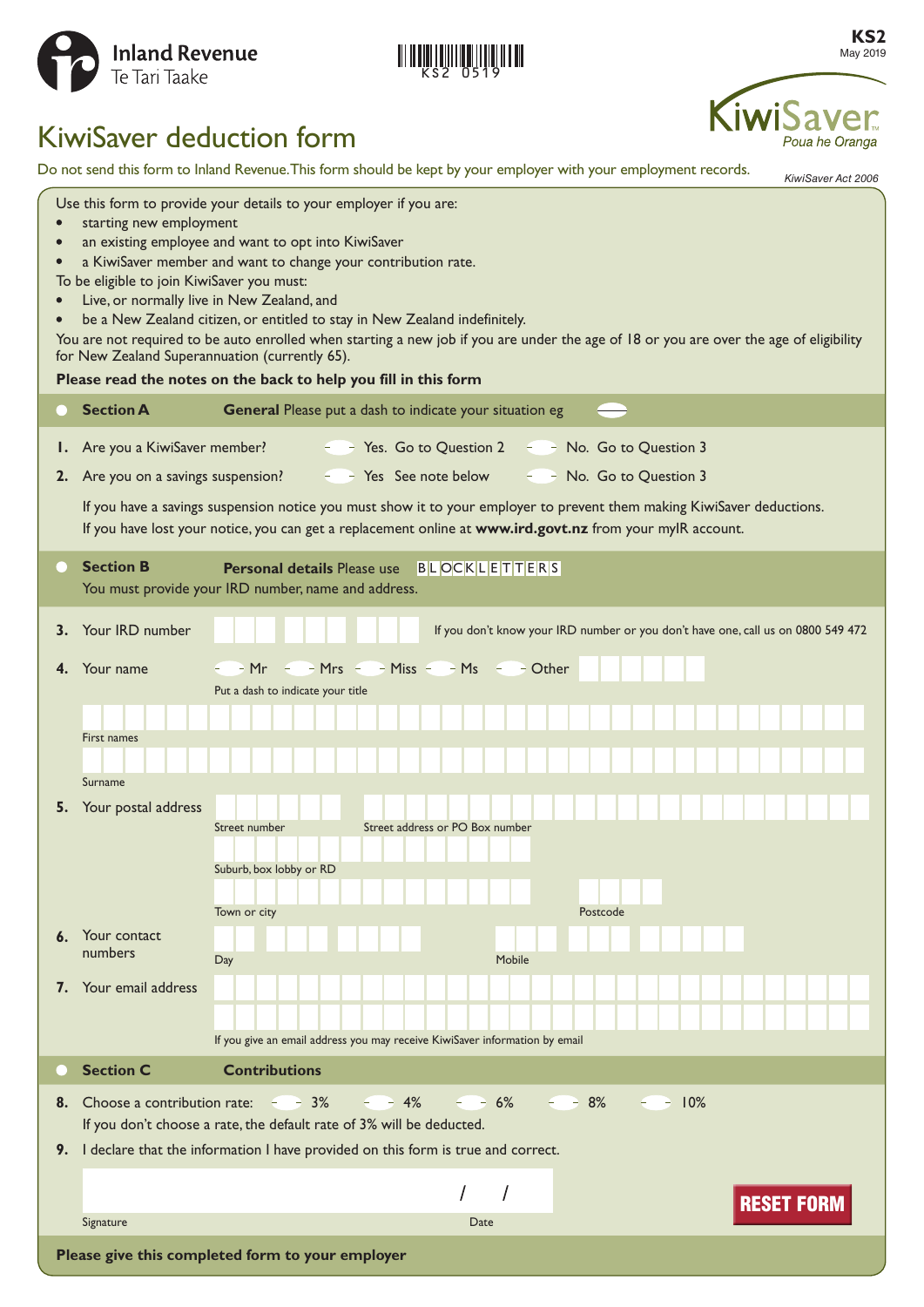Inland Revenue
Te Tari Taake

KS2 0519

**KS2**
May 2019

KiwiSaver
Poua he Oranga

# KiwiSaver deduction form

Do not send this form to Inland Revenue. This form should be kept by your employer with your employment records.

*KiwiSaver Act 2006*

Use this form to provide your details to your employer if you are:

- starting new employment
- an existing employee and want to opt into KiwiSaver
- a KiwiSaver member and want to change your contribution rate.

To be eligible to join KiwiSaver you must:

- Live, or normally live in New Zealand, and
- be a New Zealand citizen, or entitled to stay in New Zealand indefinitely.

You are not required to be auto enrolled when starting a new job if you are under the age of 18 or you are over the age of eligibility for New Zealand Superannuation (currently 65).

**Please read the notes on the back to help you fill in this form**

## Section A — General

Please put a dash to indicate your situation eg

**1.** Are you a KiwiSaver member? — Yes. Go to Question 2 — No. Go to Question 3

**2.** Are you on a savings suspension? — Yes See note below — No. Go to Question 3

If you have a savings suspension notice you must show it to your employer to prevent them making KiwiSaver deductions. If you have lost your notice, you can get a replacement online at **www.ird.govt.nz** from your myIR account.

## Section B — Personal details

Please use BLOCK LETTERS

You must provide your IRD number, name and address.

**3.** Your IRD number

If you don't know your IRD number or you don't have one, call us on 0800 549 472

**4.** Your name — Mr — Mrs — Miss — Ms — Other

Put a dash to indicate your title

First names

Surname

**5.** Your postal address

Street number

Street address or PO Box number

Suburb, box lobby or RD

Town or city

Postcode

**6.** Your contact numbers

Day

Mobile

**7.** Your email address

If you give an email address you may receive KiwiSaver information by email

## Section C — Contributions

**8.** Choose a contribution rate: — 3% — 4% — 6% — 8% — 10%

If you don't choose a rate, the default rate of 3% will be deducted.

**9.** I declare that the information I have provided on this form is true and correct.

Signature

Date / /

RESET FORM

**Please give this completed form to your employer**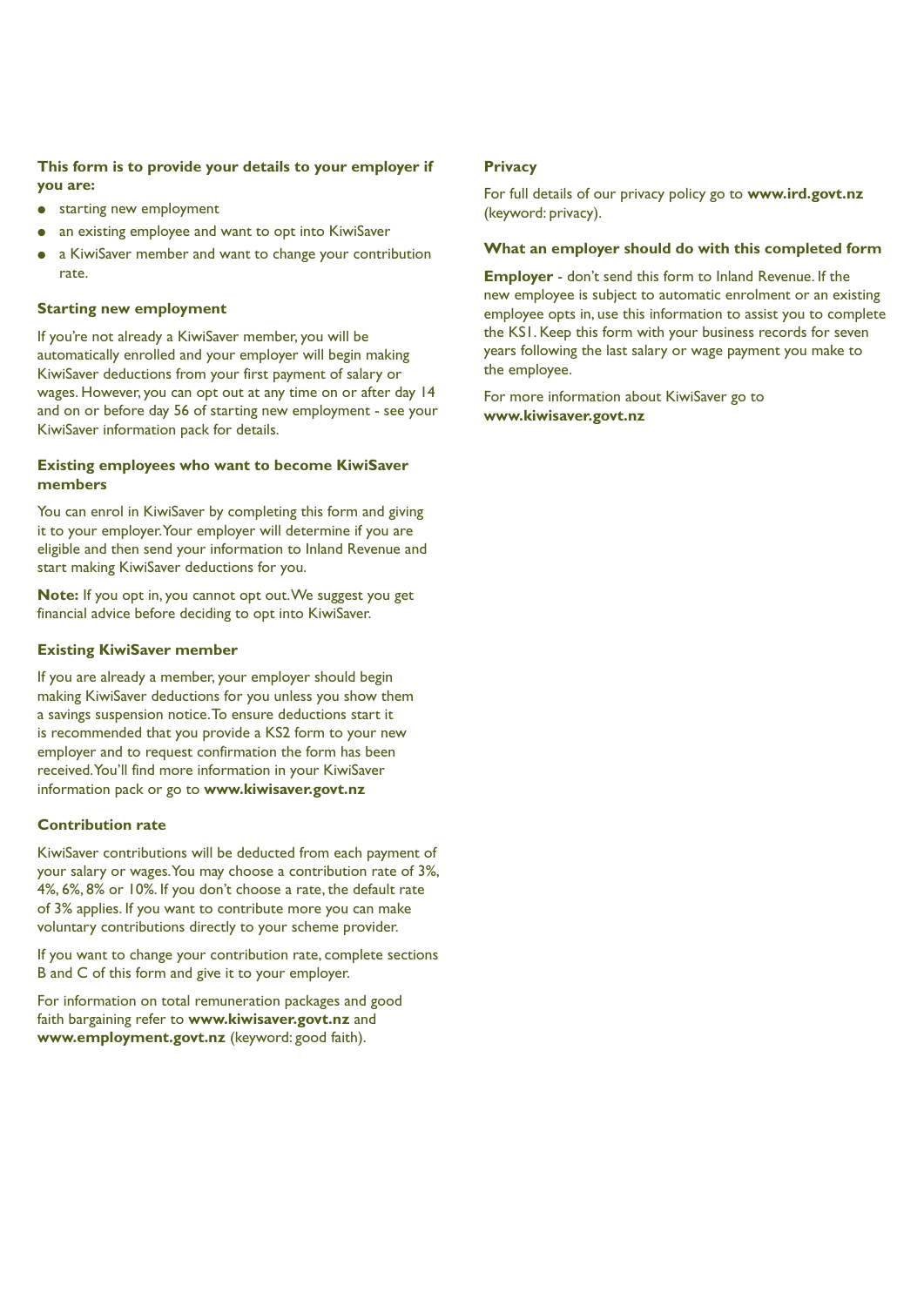**This form is to provide your details to your employer if you are:**

- starting new employment
- an existing employee and want to opt into KiwiSaver
- a KiwiSaver member and want to change your contribution rate.

### Starting new employment

If you're not already a KiwiSaver member, you will be automatically enrolled and your employer will begin making KiwiSaver deductions from your first payment of salary or wages. However, you can opt out at any time on or after day 14 and on or before day 56 of starting new employment - see your KiwiSaver information pack for details.

### Existing employees who want to become KiwiSaver members

You can enrol in KiwiSaver by completing this form and giving it to your employer. Your employer will determine if you are eligible and then send your information to Inland Revenue and start making KiwiSaver deductions for you.

**Note:** If you opt in, you cannot opt out. We suggest you get financial advice before deciding to opt into KiwiSaver.

### Existing KiwiSaver member

If you are already a member, your employer should begin making KiwiSaver deductions for you unless you show them a savings suspension notice. To ensure deductions start it is recommended that you provide a KS2 form to your new employer and to request confirmation the form has been received. You'll find more information in your KiwiSaver information pack or go to **www.kiwisaver.govt.nz**

### Contribution rate

KiwiSaver contributions will be deducted from each payment of your salary or wages. You may choose a contribution rate of 3%, 4%, 6%, 8% or 10%. If you don't choose a rate, the default rate of 3% applies. If you want to contribute more you can make voluntary contributions directly to your scheme provider.

If you want to change your contribution rate, complete sections B and C of this form and give it to your employer.

For information on total remuneration packages and good faith bargaining refer to **www.kiwisaver.govt.nz** and **www.employment.govt.nz** (keyword: good faith).

### Privacy

For full details of our privacy policy go to **www.ird.govt.nz** (keyword: privacy).

### What an employer should do with this completed form

**Employer** - don't send this form to Inland Revenue. If the new employee is subject to automatic enrolment or an existing employee opts in, use this information to assist you to complete the KS1. Keep this form with your business records for seven years following the last salary or wage payment you make to the employee.

For more information about KiwiSaver go to **www.kiwisaver.govt.nz**